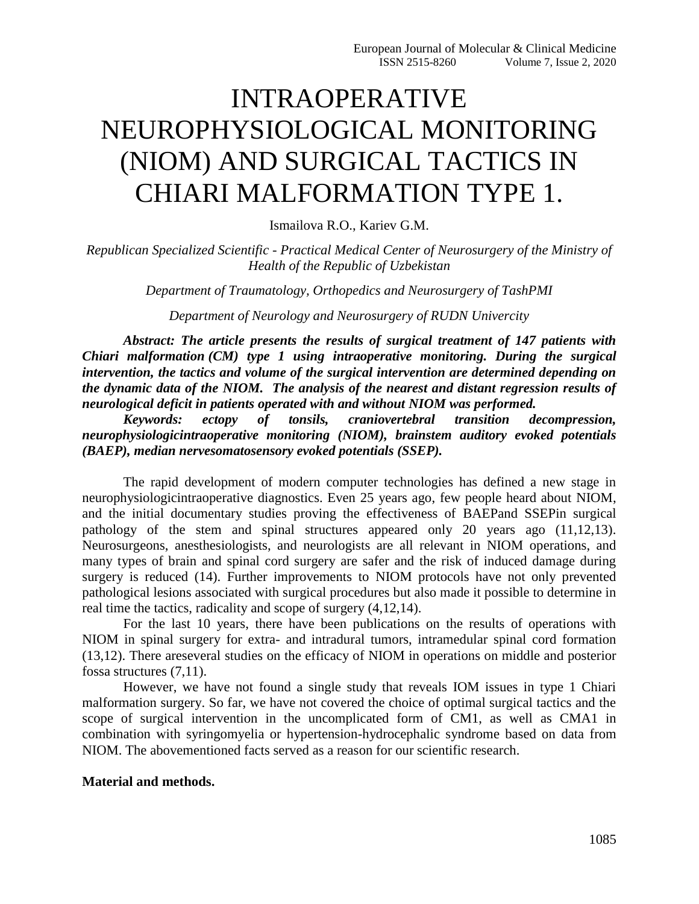# INTRAOPERATIVE NEUROPHYSIOLOGICAL MONITORING (NIOM) AND SURGICAL TACTICS IN CHIARI MALFORMATION TYPE 1.

Ismailova R.O., Kariev G.M.

*Republican Specialized Scientific - Practical Medical Center of Neurosurgery of the Ministry of Health of the Republic of Uzbekistan*

*Department of Traumatology, Orthopedics and Neurosurgery of TashPMI*

*Department of Neurology and Neurosurgery of RUDN Univercity*

***Abstract: The article presents the results of surgical treatment of 147 patients with Chiari malformation (CM) type 1 using intraoperative monitoring. During the surgical intervention, the tactics and volume of the surgical intervention are determined depending on the dynamic data of the NIOM. The analysis of the nearest and distant regression results of neurological deficit in patients operated with and without NIOM was performed.***

***Keywords: ectopy of tonsils, craniovertebral transition decompression, neurophysiologicintraoperative monitoring (NIOM), brainstem auditory evoked potentials (BAEP), median nervesomatosensory evoked potentials (SSEP).***

The rapid development of modern computer technologies has defined a new stage in neurophysiologicintraoperative diagnostics. Even 25 years ago, few people heard about NIOM, and the initial documentary studies proving the effectiveness of BAEPand SSEPin surgical pathology of the stem and spinal structures appeared only 20 years ago (11,12,13). Neurosurgeons, anesthesiologists, and neurologists are all relevant in NIOM operations, and many types of brain and spinal cord surgery are safer and the risk of induced damage during surgery is reduced (14). Further improvements to NIOM protocols have not only prevented pathological lesions associated with surgical procedures but also made it possible to determine in real time the tactics, radicality and scope of surgery (4,12,14).

For the last 10 years, there have been publications on the results of operations with NIOM in spinal surgery for extra- and intradural tumors, intramedular spinal cord formation (13,12). There areseveral studies on the efficacy of NIOM in operations on middle and posterior fossa structures (7,11).

However, we have not found a single study that reveals IOM issues in type 1 Chiari malformation surgery. So far, we have not covered the choice of optimal surgical tactics and the scope of surgical intervention in the uncomplicated form of CM1, as well as CMA1 in combination with syringomyelia or hypertension-hydrocephalic syndrome based on data from NIOM. The abovementioned facts served as a reason for our scientific research.

**Material and methods.**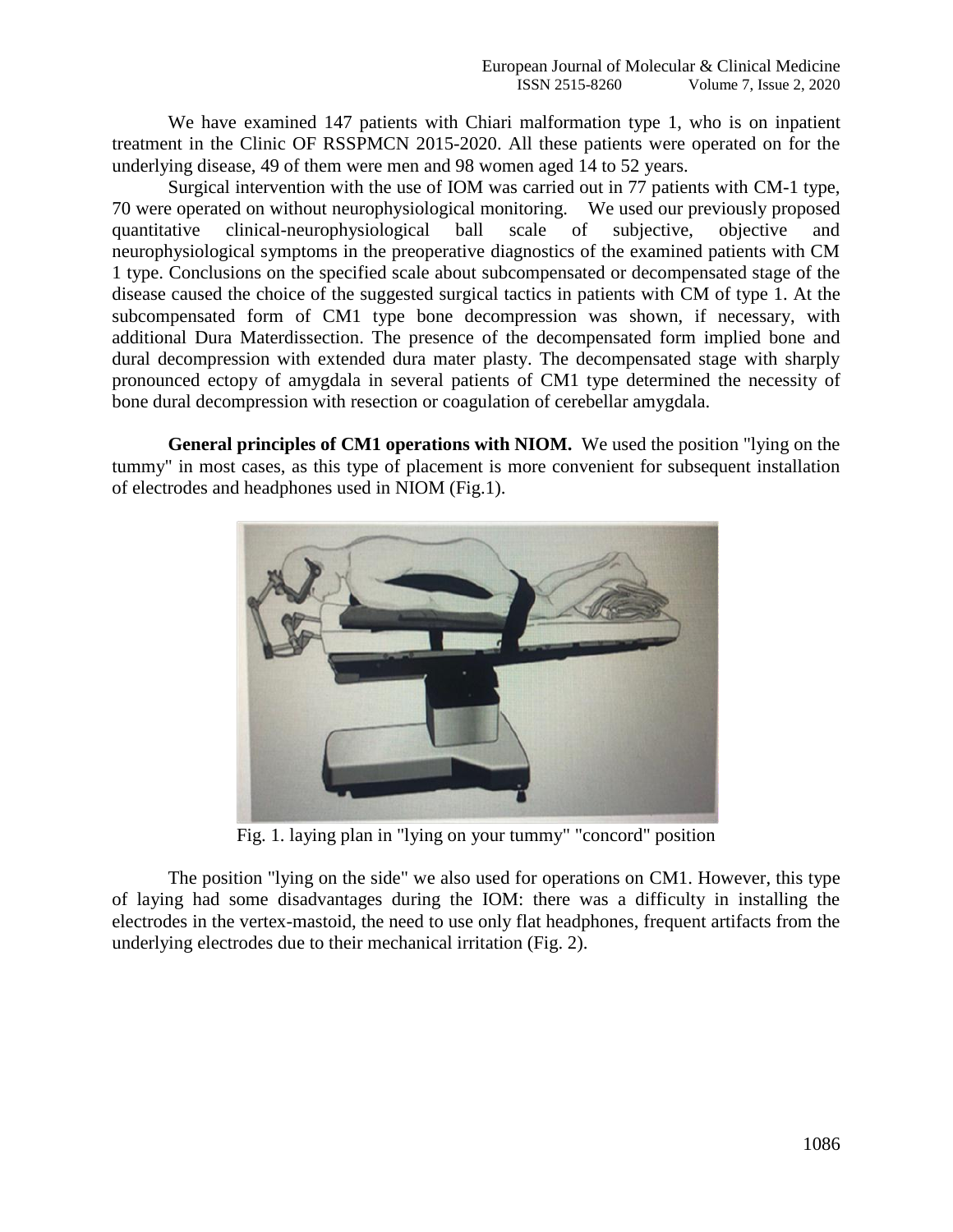We have examined 147 patients with Chiari malformation type 1, who is on inpatient treatment in the Clinic OF RSSPMCN 2015-2020. All these patients were operated on for the underlying disease, 49 of them were men and 98 women aged 14 to 52 years.

Surgical intervention with the use of IOM was carried out in 77 patients with CM-1 type, 70 were operated on without neurophysiological monitoring. We used our previously proposed quantitative clinical-neurophysiological ball scale of subjective, objective and neurophysiological symptoms in the preoperative diagnostics of the examined patients with CM 1 type. Conclusions on the specified scale about subcompensated or decompensated stage of the disease caused the choice of the suggested surgical tactics in patients with CM of type 1. At the subcompensated form of CM1 type bone decompression was shown, if necessary, with additional Dura Materdissection. The presence of the decompensated form implied bone and dural decompression with extended dura mater plasty. The decompensated stage with sharply pronounced ectopy of amygdala in several patients of CM1 type determined the necessity of bone dural decompression with resection or coagulation of cerebellar amygdala.

**General principles of CM1 operations with NIOM.** We used the position "lying on the tummy" in most cases, as this type of placement is more convenient for subsequent installation of electrodes and headphones used in NIOM (Fig.1).

Fig. 1. laying plan in "lying on your tummy" "concord" position

The position "lying on the side" we also used for operations on CM1. However, this type of laying had some disadvantages during the IOM: there was a difficulty in installing the electrodes in the vertex-mastoid, the need to use only flat headphones, frequent artifacts from the underlying electrodes due to their mechanical irritation (Fig. 2).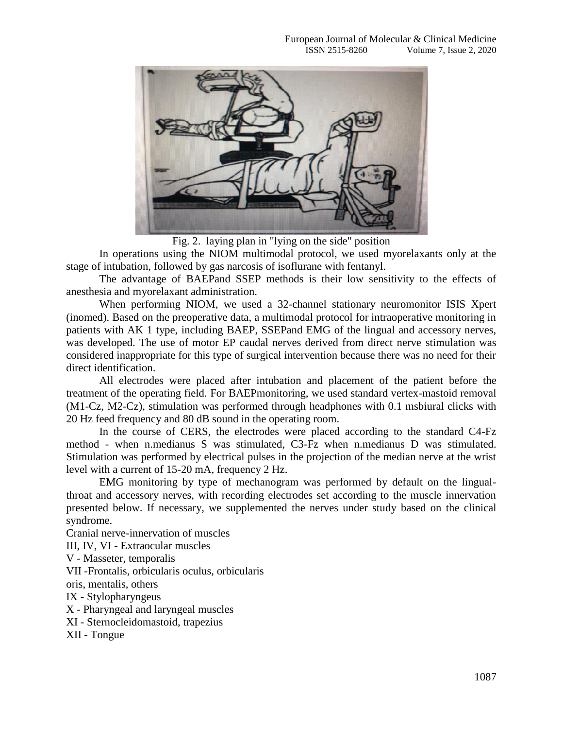Fig. 2. laying plan in "lying on the side" position

In operations using the NIOM multimodal protocol, we used myorelaxants only at the stage of intubation, followed by gas narcosis of isoflurane with fentanyl.

The advantage of BAEPand SSEP methods is their low sensitivity to the effects of anesthesia and myorelaxant administration.

When performing NIOM, we used a 32-channel stationary neuromonitor ISIS Xpert (inomed). Based on the preoperative data, a multimodal protocol for intraoperative monitoring in patients with AK 1 type, including BAEP, SSEPand EMG of the lingual and accessory nerves, was developed. The use of motor EP caudal nerves derived from direct nerve stimulation was considered inappropriate for this type of surgical intervention because there was no need for their direct identification.

All electrodes were placed after intubation and placement of the patient before the treatment of the operating field. For BAEPmonitoring, we used standard vertex-mastoid removal (M1-Cz, M2-Cz), stimulation was performed through headphones with 0.1 msbiural clicks with 20 Hz feed frequency and 80 dB sound in the operating room.

In the course of CERS, the electrodes were placed according to the standard C4-Fz method - when n.medianus S was stimulated, C3-Fz when n.medianus D was stimulated. Stimulation was performed by electrical pulses in the projection of the median nerve at the wrist level with a current of 15-20 mA, frequency 2 Hz.

EMG monitoring by type of mechanogram was performed by default on the lingual-throat and accessory nerves, with recording electrodes set according to the muscle innervation presented below. If necessary, we supplemented the nerves under study based on the clinical syndrome.

Cranial nerve-innervation of muscles

III, IV, VI - Extraocular muscles

V - Masseter, temporalis

VII -Frontalis, orbicularis oculus, orbicularis oris, mentalis, others

IX - Stylopharyngeus

X - Pharyngeal and laryngeal muscles

XI - Sternocleidomastoid, trapezius

XII - Tongue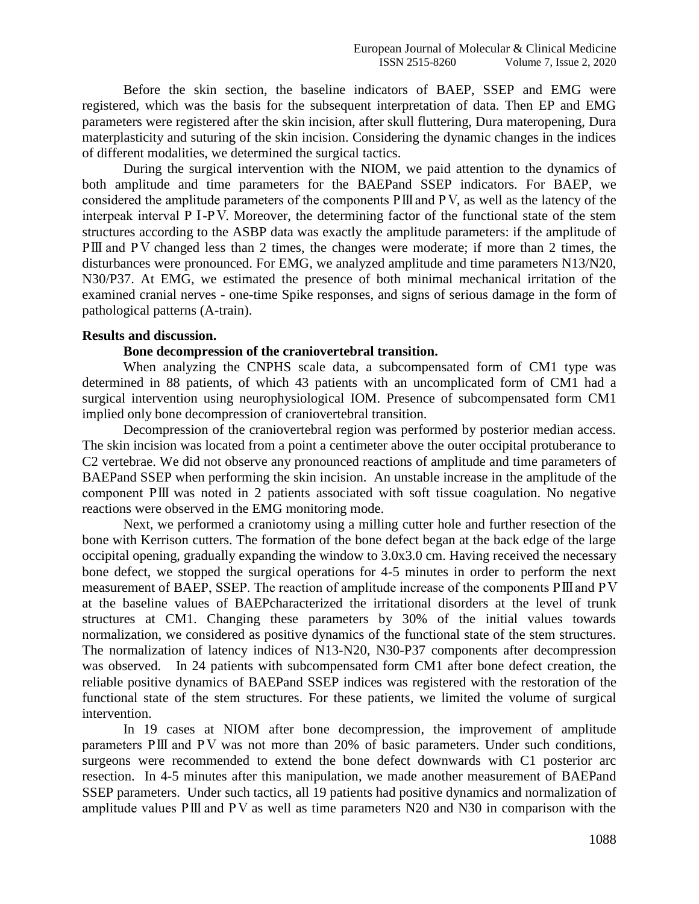Before the skin section, the baseline indicators of BAEP, SSEP and EMG were registered, which was the basis for the subsequent interpretation of data. Then EP and EMG parameters were registered after the skin incision, after skull fluttering, Dura materopening, Dura materplasticity and suturing of the skin incision. Considering the dynamic changes in the indices of different modalities, we determined the surgical tactics.

During the surgical intervention with the NIOM, we paid attention to the dynamics of both amplitude and time parameters for the BAEPand SSEP indicators. For BAEP, we considered the amplitude parameters of the components PⅢ and PⅤ, as well as the latency of the interpeak interval PⅠ-PⅤ. Moreover, the determining factor of the functional state of the stem structures according to the ASBP data was exactly the amplitude parameters: if the amplitude of PⅢ and PⅤ changed less than 2 times, the changes were moderate; if more than 2 times, the disturbances were pronounced. For EMG, we analyzed amplitude and time parameters N13/N20, N30/P37. At EMG, we estimated the presence of both minimal mechanical irritation of the examined cranial nerves - one-time Spike responses, and signs of serious damage in the form of pathological patterns (A-train).

**Results and discussion.**

**Bone decompression of the craniovertebral transition.**

When analyzing the CNPHS scale data, a subcompensated form of CM1 type was determined in 88 patients, of which 43 patients with an uncomplicated form of CM1 had a surgical intervention using neurophysiological IOM. Presence of subcompensated form CM1 implied only bone decompression of craniovertebral transition.

Decompression of the craniovertebral region was performed by posterior median access. The skin incision was located from a point a centimeter above the outer occipital protuberance to C2 vertebrae. We did not observe any pronounced reactions of amplitude and time parameters of BAEPand SSEP when performing the skin incision. An unstable increase in the amplitude of the component PⅢ was noted in 2 patients associated with soft tissue coagulation. No negative reactions were observed in the EMG monitoring mode.

Next, we performed a craniotomy using a milling cutter hole and further resection of the bone with Kerrison cutters. The formation of the bone defect began at the back edge of the large occipital opening, gradually expanding the window to 3.0x3.0 cm. Having received the necessary bone defect, we stopped the surgical operations for 4-5 minutes in order to perform the next measurement of BAEP, SSEP. The reaction of amplitude increase of the components PⅢ and PⅤ at the baseline values of BAEPcharacterized the irritational disorders at the level of trunk structures at CM1. Changing these parameters by 30% of the initial values towards normalization, we considered as positive dynamics of the functional state of the stem structures. The normalization of latency indices of N13-N20, N30-P37 components after decompression was observed. In 24 patients with subcompensated form CM1 after bone defect creation, the reliable positive dynamics of BAEPand SSEP indices was registered with the restoration of the functional state of the stem structures. For these patients, we limited the volume of surgical intervention.

In 19 cases at NIOM after bone decompression, the improvement of amplitude parameters PⅢ and PⅤ was not more than 20% of basic parameters. Under such conditions, surgeons were recommended to extend the bone defect downwards with C1 posterior arc resection. In 4-5 minutes after this manipulation, we made another measurement of BAEPand SSEP parameters. Under such tactics, all 19 patients had positive dynamics and normalization of amplitude values PⅢ and PⅤ as well as time parameters N20 and N30 in comparison with the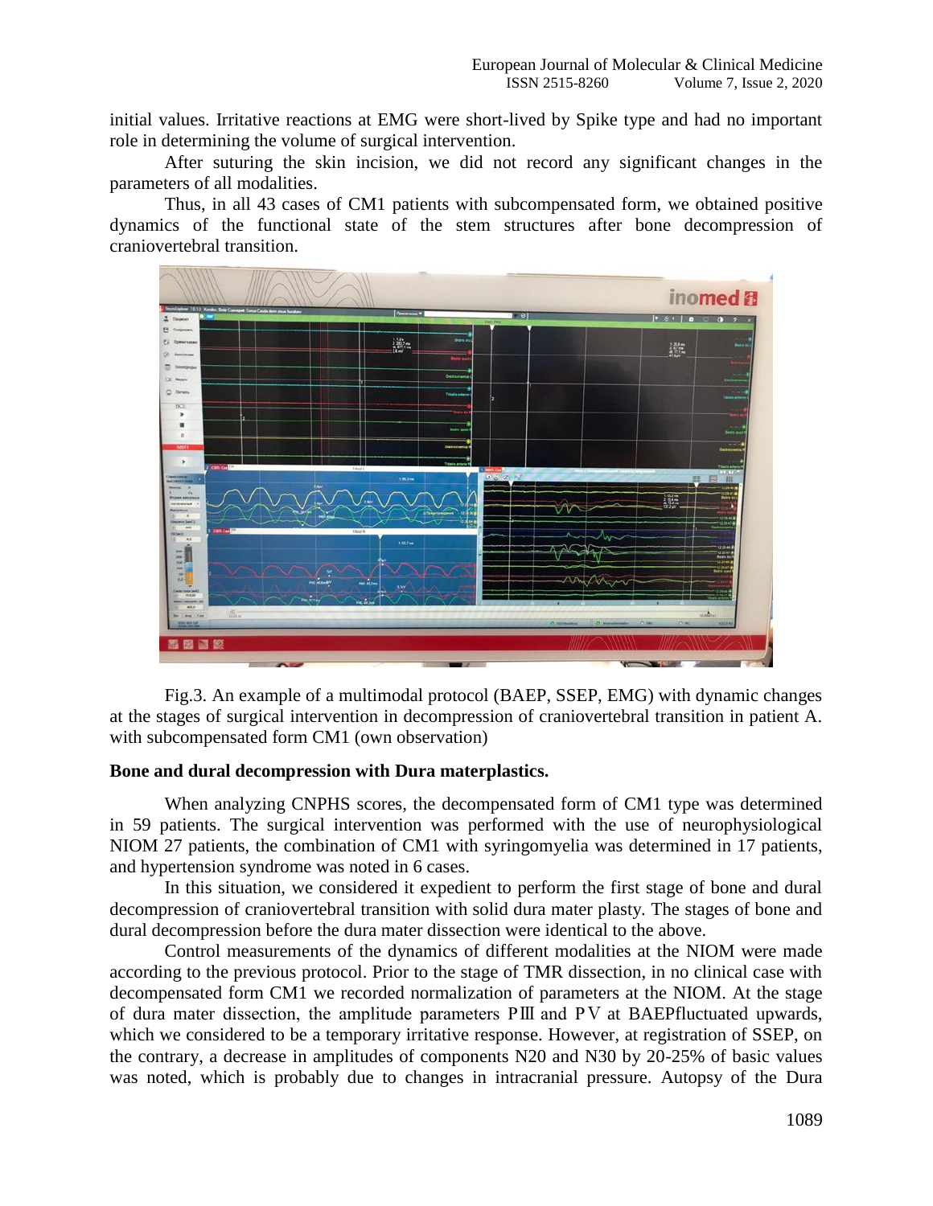initial values. Irritative reactions at EMG were short-lived by Spike type and had no important role in determining the volume of surgical intervention.

After suturing the skin incision, we did not record any significant changes in the parameters of all modalities.

Thus, in all 43 cases of CM1 patients with subcompensated form, we obtained positive dynamics of the functional state of the stem structures after bone decompression of craniovertebral transition.

Fig.3. An example of a multimodal protocol (BAEP, SSEP, EMG) with dynamic changes at the stages of surgical intervention in decompression of craniovertebral transition in patient A. with subcompensated form CM1 (own observation)

**Bone and dural decompression with Dura materplastics.**

When analyzing CNPHS scores, the decompensated form of CM1 type was determined in 59 patients. The surgical intervention was performed with the use of neurophysiological NIOM 27 patients, the combination of CM1 with syringomyelia was determined in 17 patients, and hypertension syndrome was noted in 6 cases.

In this situation, we considered it expedient to perform the first stage of bone and dural decompression of craniovertebral transition with solid dura mater plasty. The stages of bone and dural decompression before the dura mater dissection were identical to the above.

Control measurements of the dynamics of different modalities at the NIOM were made according to the previous protocol. Prior to the stage of TMR dissection, in no clinical case with decompensated form CM1 we recorded normalization of parameters at the NIOM. At the stage of dura mater dissection, the amplitude parameters PⅢ and PⅤ at BAEPfluctuated upwards, which we considered to be a temporary irritative response. However, at registration of SSEP, on the contrary, a decrease in amplitudes of components N20 and N30 by 20-25% of basic values was noted, which is probably due to changes in intracranial pressure. Autopsy of the Dura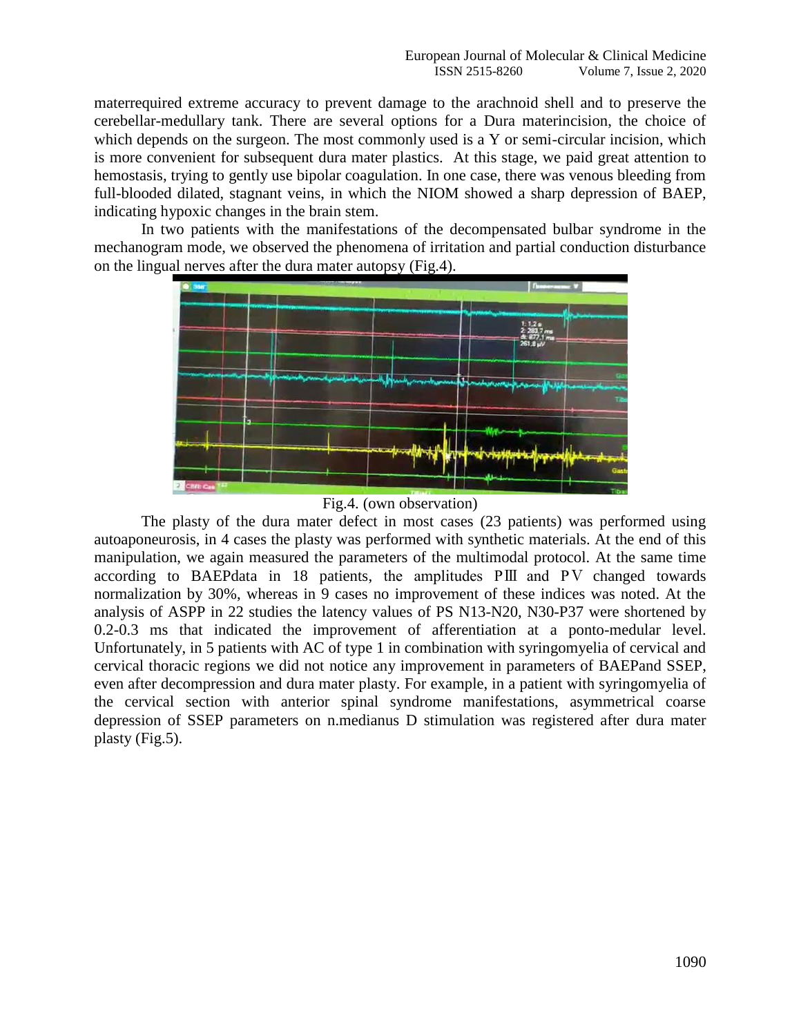materrequired extreme accuracy to prevent damage to the arachnoid shell and to preserve the cerebellar-medullary tank. There are several options for a Dura materincision, the choice of which depends on the surgeon. The most commonly used is a Y or semi-circular incision, which is more convenient for subsequent dura mater plastics. At this stage, we paid great attention to hemostasis, trying to gently use bipolar coagulation. In one case, there was venous bleeding from full-blooded dilated, stagnant veins, in which the NIOM showed a sharp depression of BAEP, indicating hypoxic changes in the brain stem.

In two patients with the manifestations of the decompensated bulbar syndrome in the mechanogram mode, we observed the phenomena of irritation and partial conduction disturbance on the lingual nerves after the dura mater autopsy (Fig.4).

Fig.4. (own observation)

The plasty of the dura mater defect in most cases (23 patients) was performed using autoaponeurosis, in 4 cases the plasty was performed with synthetic materials. At the end of this manipulation, we again measured the parameters of the multimodal protocol. At the same time according to BAEPdata in 18 patients, the amplitudes PⅢ and PⅤ changed towards normalization by 30%, whereas in 9 cases no improvement of these indices was noted. At the analysis of ASPP in 22 studies the latency values of PS N13-N20, N30-P37 were shortened by 0.2-0.3 ms that indicated the improvement of afferentiation at a ponto-medular level. Unfortunately, in 5 patients with AC of type 1 in combination with syringomyelia of cervical and cervical thoracic regions we did not notice any improvement in parameters of BAEPand SSEP, even after decompression and dura mater plasty. For example, in a patient with syringomyelia of the cervical section with anterior spinal syndrome manifestations, asymmetrical coarse depression of SSEP parameters on n.medianus D stimulation was registered after dura mater plasty (Fig.5).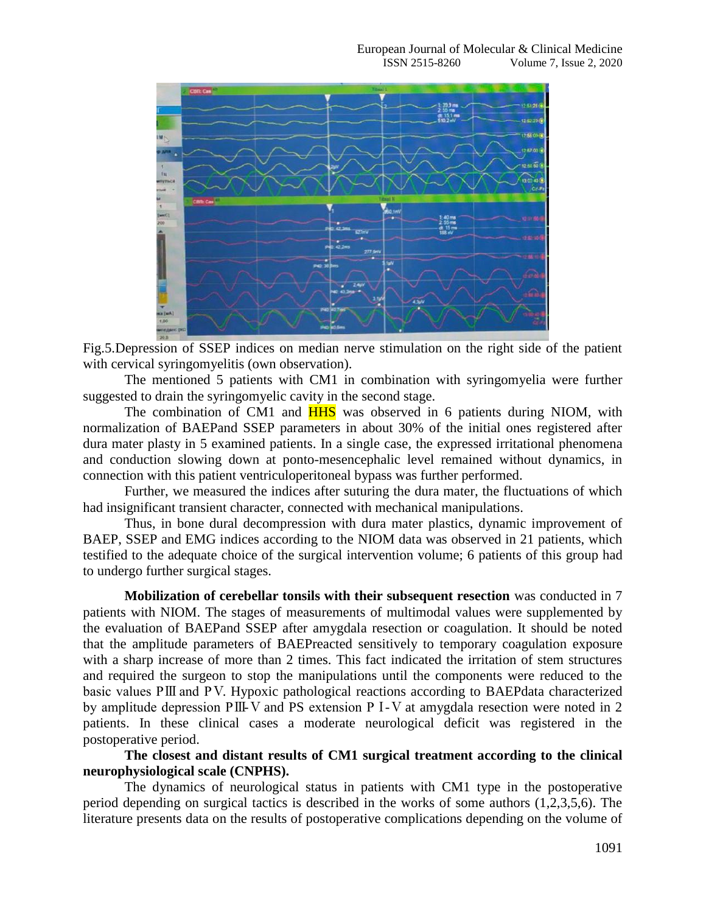Fig.5.Depression of SSEP indices on median nerve stimulation on the right side of the patient with cervical syringomyelitis (own observation).

The mentioned 5 patients with CM1 in combination with syringomyelia were further suggested to drain the syringomyelic cavity in the second stage.

The combination of CM1 and HHS was observed in 6 patients during NIOM, with normalization of BAEPand SSEP parameters in about 30% of the initial ones registered after dura mater plasty in 5 examined patients. In a single case, the expressed irritational phenomena and conduction slowing down at ponto-mesencephalic level remained without dynamics, in connection with this patient ventriculoperitoneal bypass was further performed.

Further, we measured the indices after suturing the dura mater, the fluctuations of which had insignificant transient character, connected with mechanical manipulations.

Thus, in bone dural decompression with dura mater plastics, dynamic improvement of BAEP, SSEP and EMG indices according to the NIOM data was observed in 21 patients, which testified to the adequate choice of the surgical intervention volume; 6 patients of this group had to undergo further surgical stages.

**Mobilization of cerebellar tonsils with their subsequent resection** was conducted in 7 patients with NIOM. The stages of measurements of multimodal values were supplemented by the evaluation of BAEPand SSEP after amygdala resection or coagulation. It should be noted that the amplitude parameters of BAEPreacted sensitively to temporary coagulation exposure with a sharp increase of more than 2 times. This fact indicated the irritation of stem structures and required the surgeon to stop the manipulations until the components were reduced to the basic values PIII and PV. Hypoxic pathological reactions according to BAEPdata characterized by amplitude depression PIII-V and PS extension P I-V at amygdala resection were noted in 2 patients. In these clinical cases a moderate neurological deficit was registered in the postoperative period.

**The closest and distant results of CM1 surgical treatment according to the clinical neurophysiological scale (CNPHS).**

The dynamics of neurological status in patients with CM1 type in the postoperative period depending on surgical tactics is described in the works of some authors (1,2,3,5,6). The literature presents data on the results of postoperative complications depending on the volume of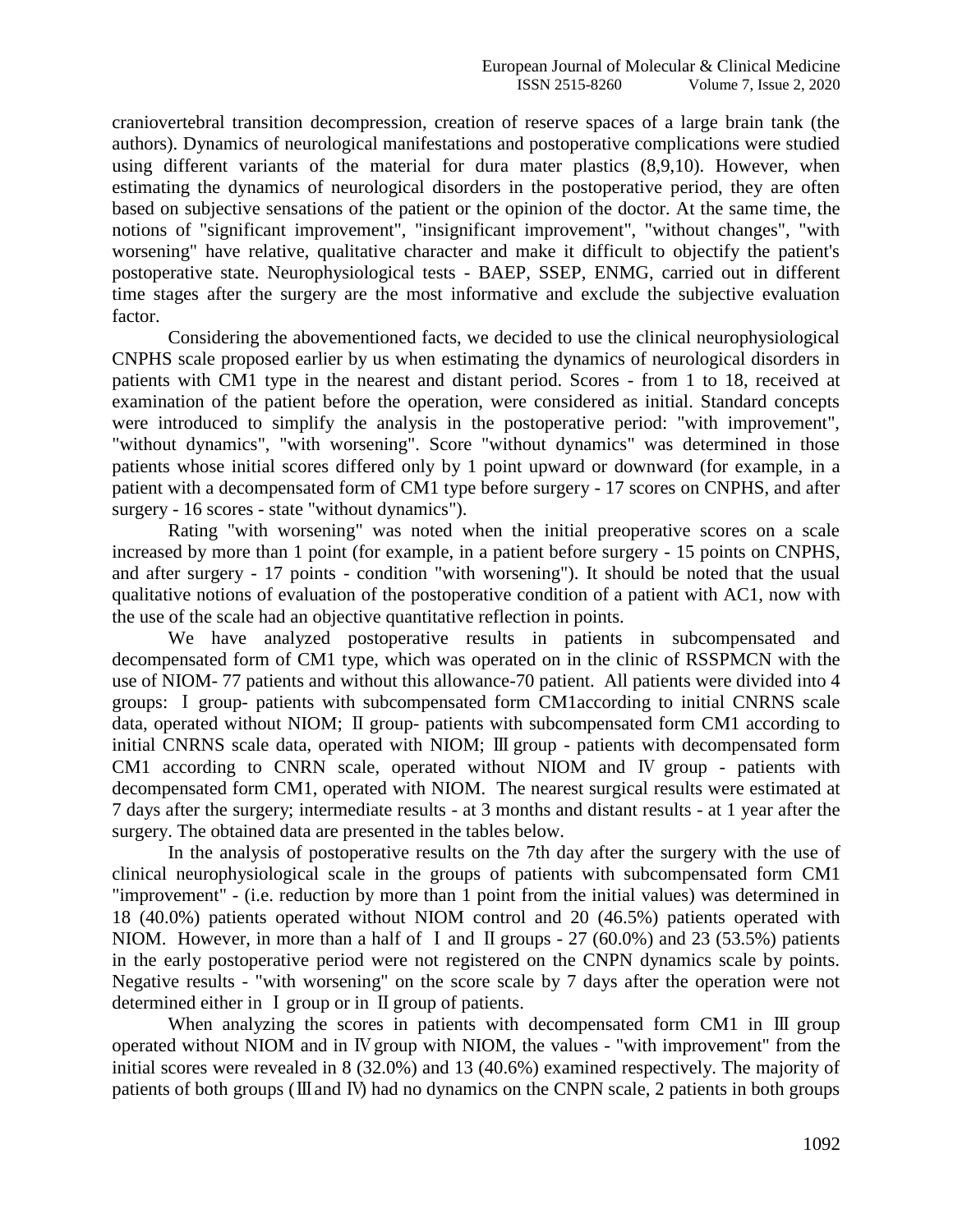craniovertebral transition decompression, creation of reserve spaces of a large brain tank (the authors). Dynamics of neurological manifestations and postoperative complications were studied using different variants of the material for dura mater plastics (8,9,10). However, when estimating the dynamics of neurological disorders in the postoperative period, they are often based on subjective sensations of the patient or the opinion of the doctor. At the same time, the notions of "significant improvement", "insignificant improvement", "without changes", "with worsening" have relative, qualitative character and make it difficult to objectify the patient's postoperative state. Neurophysiological tests - BAEP, SSEP, ENMG, carried out in different time stages after the surgery are the most informative and exclude the subjective evaluation factor.

Considering the abovementioned facts, we decided to use the clinical neurophysiological CNPHS scale proposed earlier by us when estimating the dynamics of neurological disorders in patients with CM1 type in the nearest and distant period. Scores - from 1 to 18, received at examination of the patient before the operation, were considered as initial. Standard concepts were introduced to simplify the analysis in the postoperative period: "with improvement", "without dynamics", "with worsening". Score "without dynamics" was determined in those patients whose initial scores differed only by 1 point upward or downward (for example, in a patient with a decompensated form of CM1 type before surgery - 17 scores on CNPHS, and after surgery - 16 scores - state "without dynamics").

Rating "with worsening" was noted when the initial preoperative scores on a scale increased by more than 1 point (for example, in a patient before surgery - 15 points on CNPHS, and after surgery - 17 points - condition "with worsening"). It should be noted that the usual qualitative notions of evaluation of the postoperative condition of a patient with AC1, now with the use of the scale had an objective quantitative reflection in points.

We have analyzed postoperative results in patients in subcompensated and decompensated form of CM1 type, which was operated on in the clinic of RSSPMCN with the use of NIOM- 77 patients and without this allowance-70 patient. All patients were divided into 4 groups: Ⅰ group- patients with subcompensated form CM1according to initial CNRNS scale data, operated without NIOM; Ⅱ group- patients with subcompensated form CM1 according to initial CNRNS scale data, operated with NIOM; Ⅲ group - patients with decompensated form CM1 according to CNRN scale, operated without NIOM and Ⅳ group - patients with decompensated form CM1, operated with NIOM. The nearest surgical results were estimated at 7 days after the surgery; intermediate results - at 3 months and distant results - at 1 year after the surgery. The obtained data are presented in the tables below.

In the analysis of postoperative results on the 7th day after the surgery with the use of clinical neurophysiological scale in the groups of patients with subcompensated form CM1 "improvement" - (i.e. reduction by more than 1 point from the initial values) was determined in 18 (40.0%) patients operated without NIOM control and 20 (46.5%) patients operated with NIOM. However, in more than a half of Ⅰ and Ⅱ groups - 27 (60.0%) and 23 (53.5%) patients in the early postoperative period were not registered on the CNPN dynamics scale by points. Negative results - "with worsening" on the score scale by 7 days after the operation were not determined either in Ⅰ group or in Ⅱ group of patients.

When analyzing the scores in patients with decompensated form CM1 in Ⅲ group operated without NIOM and in Ⅳ group with NIOM, the values - "with improvement" from the initial scores were revealed in 8 (32.0%) and 13 (40.6%) examined respectively. The majority of patients of both groups (Ⅲ and Ⅳ) had no dynamics on the CNPN scale, 2 patients in both groups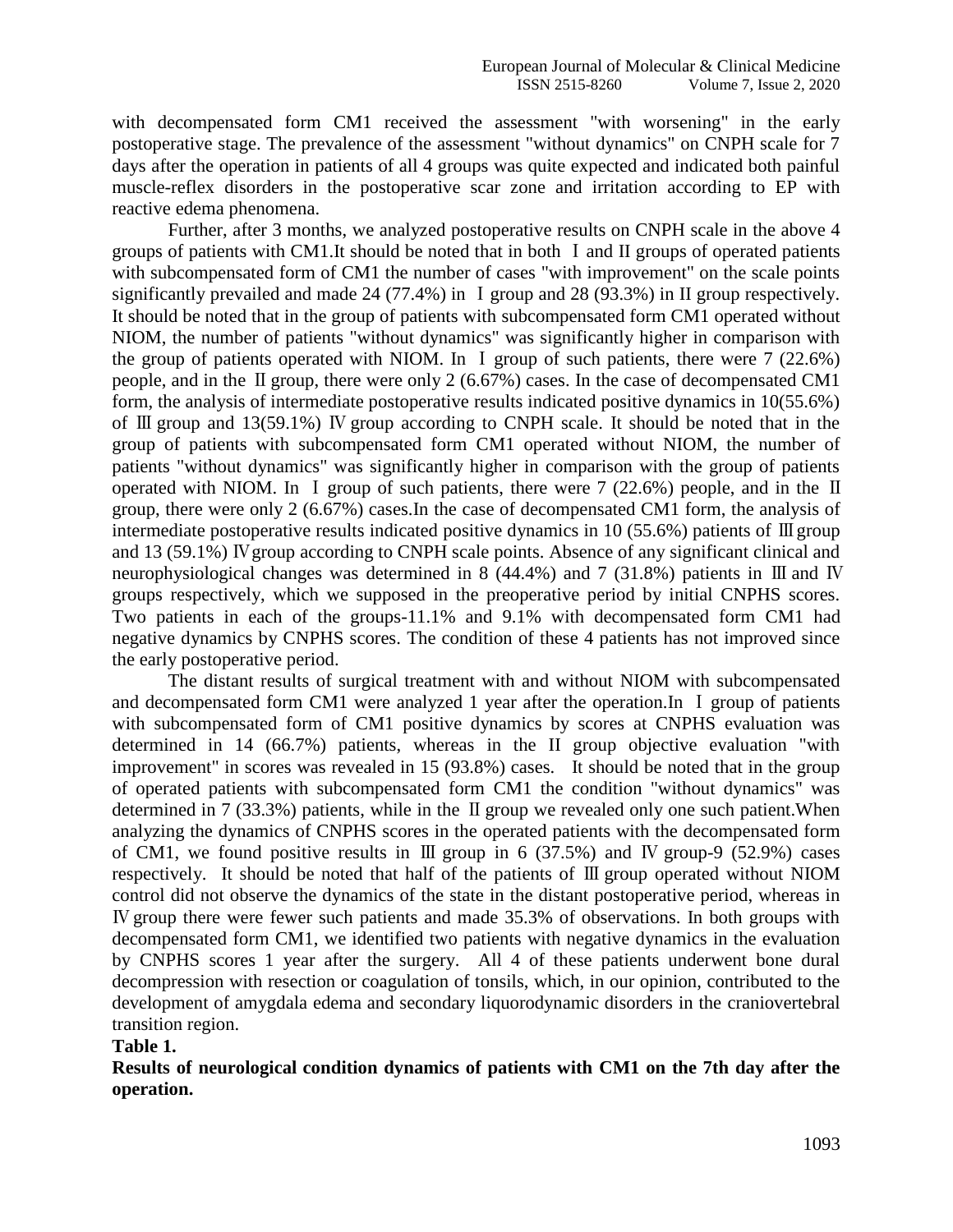with decompensated form CM1 received the assessment "with worsening" in the early postoperative stage. The prevalence of the assessment "without dynamics" on CNPH scale for 7 days after the operation in patients of all 4 groups was quite expected and indicated both painful muscle-reflex disorders in the postoperative scar zone and irritation according to EP with reactive edema phenomena.

Further, after 3 months, we analyzed postoperative results on CNPH scale in the above 4 groups of patients with CM1.It should be noted that in both Ⅰ and II groups of operated patients with subcompensated form of CM1 the number of cases "with improvement" on the scale points significantly prevailed and made 24 (77.4%) in Ⅰ group and 28 (93.3%) in II group respectively. It should be noted that in the group of patients with subcompensated form CM1 operated without NIOM, the number of patients "without dynamics" was significantly higher in comparison with the group of patients operated with NIOM. In Ⅰ group of such patients, there were 7 (22.6%) people, and in the Ⅱ group, there were only 2 (6.67%) cases. In the case of decompensated CM1 form, the analysis of intermediate postoperative results indicated positive dynamics in 10(55.6%) of Ⅲ group and 13(59.1%) Ⅳ group according to CNPH scale. It should be noted that in the group of patients with subcompensated form CM1 operated without NIOM, the number of patients "without dynamics" was significantly higher in comparison with the group of patients operated with NIOM. In Ⅰ group of such patients, there were 7 (22.6%) people, and in the Ⅱ group, there were only 2 (6.67%) cases.In the case of decompensated CM1 form, the analysis of intermediate postoperative results indicated positive dynamics in 10 (55.6%) patients of Ⅲ group and 13 (59.1%) Ⅳ group according to CNPH scale points. Absence of any significant clinical and neurophysiological changes was determined in 8 (44.4%) and 7 (31.8%) patients in Ⅲ and Ⅳ groups respectively, which we supposed in the preoperative period by initial CNPHS scores. Two patients in each of the groups-11.1% and 9.1% with decompensated form CM1 had negative dynamics by CNPHS scores. The condition of these 4 patients has not improved since the early postoperative period.

The distant results of surgical treatment with and without NIOM with subcompensated and decompensated form CM1 were analyzed 1 year after the operation.In Ⅰ group of patients with subcompensated form of CM1 positive dynamics by scores at CNPHS evaluation was determined in 14 (66.7%) patients, whereas in the II group objective evaluation "with improvement" in scores was revealed in 15 (93.8%) cases. It should be noted that in the group of operated patients with subcompensated form CM1 the condition "without dynamics" was determined in 7 (33.3%) patients, while in the Ⅱ group we revealed only one such patient.When analyzing the dynamics of CNPHS scores in the operated patients with the decompensated form of CM1, we found positive results in Ⅲ group in 6 (37.5%) and Ⅳ group-9 (52.9%) cases respectively. It should be noted that half of the patients of Ⅲ group operated without NIOM control did not observe the dynamics of the state in the distant postoperative period, whereas in Ⅳ group there were fewer such patients and made 35.3% of observations. In both groups with decompensated form CM1, we identified two patients with negative dynamics in the evaluation by CNPHS scores 1 year after the surgery. All 4 of these patients underwent bone dural decompression with resection or coagulation of tonsils, which, in our opinion, contributed to the development of amygdala edema and secondary liquorodynamic disorders in the craniovertebral transition region.

**Table 1.**

**Results of neurological condition dynamics of patients with CM1 on the 7th day after the operation.**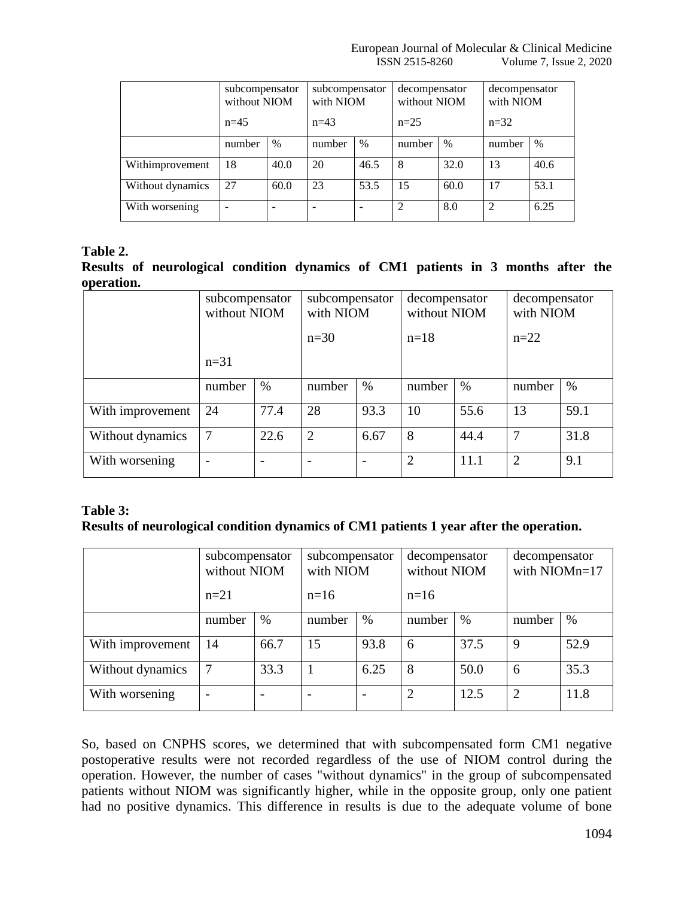| | subcompensator without NIOM n=45 | | subcompensator with NIOM n=43 | | decompensator without NIOM n=25 | | decompensator with NIOM n=32 | |
|---|---|---|---|---|---|---|---|---|
| | number | % | number | % | number | % | number | % |
| Withimprovement | 18 | 40.0 | 20 | 46.5 | 8 | 32.0 | 13 | 40.6 |
| Without dynamics | 27 | 60.0 | 23 | 53.5 | 15 | 60.0 | 17 | 53.1 |
| With worsening | - | - | - | - | 2 | 8.0 | 2 | 6.25 |

**Table 2.**
**Results of neurological condition dynamics of CM1 patients in 3 months after the operation.**

| | subcompensator without NIOM n=31 | | subcompensator with NIOM n=30 | | decompensator without NIOM n=18 | | decompensator with NIOM n=22 | |
|---|---|---|---|---|---|---|---|---|
| | number | % | number | % | number | % | number | % |
| With improvement | 24 | 77.4 | 28 | 93.3 | 10 | 55.6 | 13 | 59.1 |
| Without dynamics | 7 | 22.6 | 2 | 6.67 | 8 | 44.4 | 7 | 31.8 |
| With worsening | - | - | - | - | 2 | 11.1 | 2 | 9.1 |

**Table 3:**
**Results of neurological condition dynamics of CM1 patients 1 year after the operation.**

| | subcompensator without NIOM n=21 | | subcompensator with NIOM n=16 | | decompensator without NIOM n=16 | | decompensator with NIOMn=17 | |
|---|---|---|---|---|---|---|---|---|
| | number | % | number | % | number | % | number | % |
| With improvement | 14 | 66.7 | 15 | 93.8 | 6 | 37.5 | 9 | 52.9 |
| Without dynamics | 7 | 33.3 | 1 | 6.25 | 8 | 50.0 | 6 | 35.3 |
| With worsening | - | - | - | - | 2 | 12.5 | 2 | 11.8 |

So, based on CNPHS scores, we determined that with subcompensated form CM1 negative postoperative results were not recorded regardless of the use of NIOM control during the operation. However, the number of cases "without dynamics" in the group of subcompensated patients without NIOM was significantly higher, while in the opposite group, only one patient had no positive dynamics. This difference in results is due to the adequate volume of bone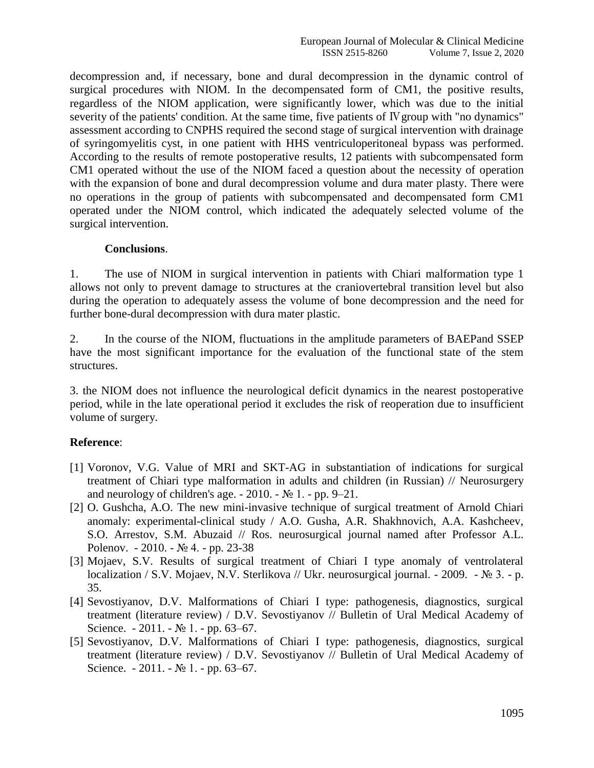decompression and, if necessary, bone and dural decompression in the dynamic control of surgical procedures with NIOM. In the decompensated form of CM1, the positive results, regardless of the NIOM application, were significantly lower, which was due to the initial severity of the patients' condition. At the same time, five patients of Ⅳ group with "no dynamics" assessment according to CNPHS required the second stage of surgical intervention with drainage of syringomyelitis cyst, in one patient with HHS ventriculoperitoneal bypass was performed. According to the results of remote postoperative results, 12 patients with subcompensated form CM1 operated without the use of the NIOM faced a question about the necessity of operation with the expansion of bone and dural decompression volume and dura mater plasty. There were no operations in the group of patients with subcompensated and decompensated form CM1 operated under the NIOM control, which indicated the adequately selected volume of the surgical intervention.

**Conclusions**.

1. The use of NIOM in surgical intervention in patients with Chiari malformation type 1 allows not only to prevent damage to structures at the craniovertebral transition level but also during the operation to adequately assess the volume of bone decompression and the need for further bone-dural decompression with dura mater plastic.

2. In the course of the NIOM, fluctuations in the amplitude parameters of BAEPand SSEP have the most significant importance for the evaluation of the functional state of the stem structures.

3. the NIOM does not influence the neurological deficit dynamics in the nearest postoperative period, while in the late operational period it excludes the risk of reoperation due to insufficient volume of surgery.

## Reference:

- [1] Voronov, V.G. Value of MRI and SKT-AG in substantiation of indications for surgical treatment of Chiari type malformation in adults and children (in Russian) // Neurosurgery and neurology of children's age. - 2010. - № 1. - pp. 9–21.
- [2] O. Gushcha, A.O. The new mini-invasive technique of surgical treatment of Arnold Chiari anomaly: experimental-clinical study / A.O. Gusha, A.R. Shakhnovich, A.A. Kashcheev, S.O. Arrestov, S.M. Abuzaid // Ros. neurosurgical journal named after Professor A.L. Polenov. - 2010. - № 4. - pp. 23-38
- [3] Mojaev, S.V. Results of surgical treatment of Chiari I type anomaly of ventrolateral localization / S.V. Mojaev, N.V. Sterlikova // Ukr. neurosurgical journal. - 2009. - № 3. - p. 35.
- [4] Sevostiyanov, D.V. Malformations of Chiari I type: pathogenesis, diagnostics, surgical treatment (literature review) / D.V. Sevostiyanov // Bulletin of Ural Medical Academy of Science. - 2011. - № 1. - pp. 63–67.
- [5] Sevostiyanov, D.V. Malformations of Chiari I type: pathogenesis, diagnostics, surgical treatment (literature review) / D.V. Sevostiyanov // Bulletin of Ural Medical Academy of Science. - 2011. - № 1. - pp. 63–67.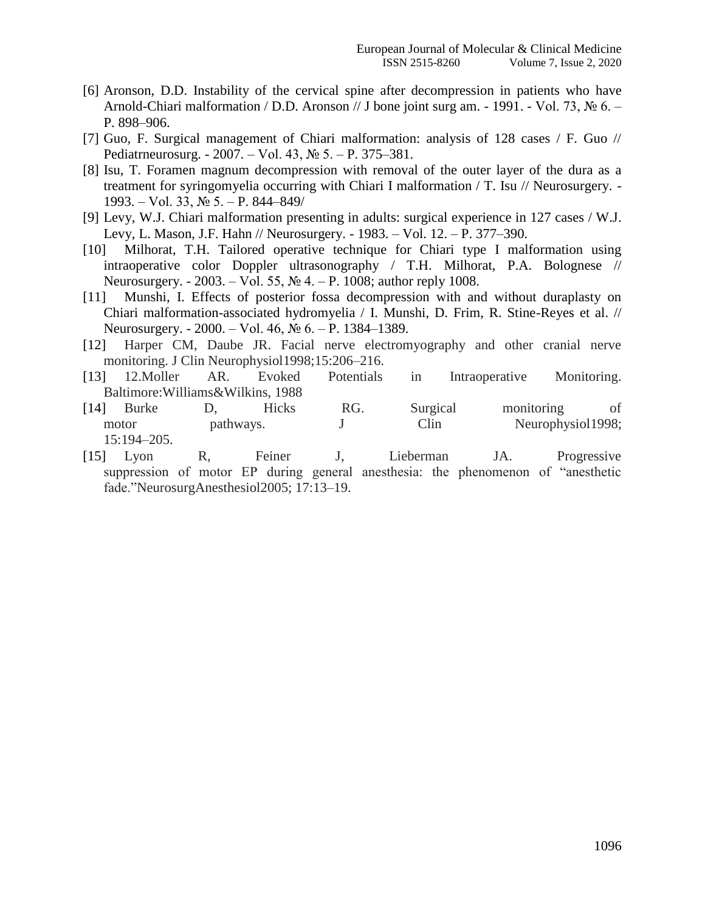[6] Aronson, D.D. Instability of the cervical spine after decompression in patients who have Arnold-Chiari malformation / D.D. Aronson // J bone joint surg am. - 1991. - Vol. 73, № 6. – P. 898–906.

[7] Guo, F. Surgical management of Chiari malformation: analysis of 128 cases / F. Guo // Pediatrneurosurg. - 2007. – Vol. 43, № 5. – P. 375–381.

[8] Isu, T. Foramen magnum decompression with removal of the outer layer of the dura as a treatment for syringomyelia occurring with Chiari I malformation / T. Isu // Neurosurgery. - 1993. – Vol. 33, № 5. – P. 844–849/

[9] Levy, W.J. Chiari malformation presenting in adults: surgical experience in 127 cases / W.J. Levy, L. Mason, J.F. Hahn // Neurosurgery. - 1983. – Vol. 12. – P. 377–390.

[10] Milhorat, T.H. Tailored operative technique for Chiari type I malformation using intraoperative color Doppler ultrasonography / T.H. Milhorat, P.A. Bolognese // Neurosurgery. - 2003. – Vol. 55, № 4. – P. 1008; author reply 1008.

[11] Munshi, I. Effects of posterior fossa decompression with and without duraplasty on Chiari malformation-associated hydromyelia / I. Munshi, D. Frim, R. Stine-Reyes et al. // Neurosurgery. - 2000. – Vol. 46, № 6. – P. 1384–1389.

[12] Harper CM, Daube JR. Facial nerve electromyography and other cranial nerve monitoring. J Clin Neurophysiol1998;15:206–216.

[13] 12.Moller AR. Evoked Potentials in Intraoperative Monitoring. Baltimore:Williams&Wilkins, 1988

[14] Burke D, Hicks RG. Surgical monitoring of motor pathways. J Clin Neurophysiol1998; 15:194–205.

[15] Lyon R, Feiner J, Lieberman JA. Progressive suppression of motor EP during general anesthesia: the phenomenon of "anesthetic fade."NeurosurgAnesthesiol2005; 17:13–19.